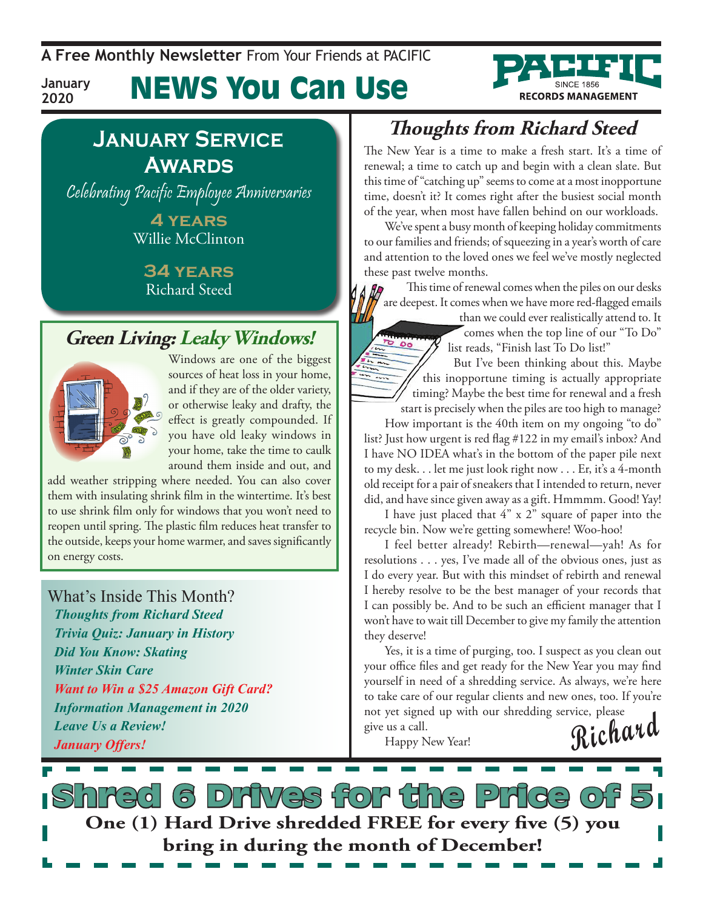A Free Monthly Newsletter From Your Friends at PACIFIC

January 2020

# NEWS You Can Use

PACIFIC SINCE 1856 RECORDS MANAGEMENT

## January Service Awards

*Celebrating Pacific Employee Anniversaries*

**4 YEARS**
Willie McClinton

**34 YEARS**
Richard Steed

## Green Living: Leaky Windows!

Windows are one of the biggest sources of heat loss in your home, and if they are of the older variety, or otherwise leaky and drafty, the effect is greatly compounded. If you have old leaky windows in your home, take the time to caulk around them inside and out, and add weather stripping where needed. You can also cover them with insulating shrink film in the wintertime. It's best to use shrink film only for windows that you won't need to reopen until spring. The plastic film reduces heat transfer to the outside, keeps your home warmer, and saves significantly on energy costs.

## What's Inside This Month?

- *Thoughts from Richard Steed*
- *Trivia Quiz: January in History*
- *Did You Know: Skating*
- *Winter Skin Care*
- *Want to Win a $25 Amazon Gift Card?*
- *Information Management in 2020*
- *Leave Us a Review!*
- *January Offers!*

## Thoughts from Richard Steed

The New Year is a time to make a fresh start. It's a time of renewal; a time to catch up and begin with a clean slate. But this time of "catching up" seems to come at a most inopportune time, doesn't it? It comes right after the busiest social month of the year, when most have fallen behind on our workloads.

We've spent a busy month of keeping holiday commitments to our families and friends; of squeezing in a year's worth of care and attention to the loved ones we feel we've mostly neglected these past twelve months.

This time of renewal comes when the piles on our desks are deepest. It comes when we have more red-flagged emails than we could ever realistically attend to. It comes when the top line of our "To Do" list reads, "Finish last To Do list!"

But I've been thinking about this. Maybe this inopportune timing is actually appropriate timing? Maybe the best time for renewal and a fresh start is precisely when the piles are too high to manage?

How important is the 40th item on my ongoing "to do" list? Just how urgent is red flag #122 in my email's inbox? And I have NO IDEA what's in the bottom of the paper pile next to my desk. . . let me just look right now . . . Er, it's a 4-month old receipt for a pair of sneakers that I intended to return, never did, and have since given away as a gift. Hmmmm. Good! Yay!

I have just placed that 4" x 2" square of paper into the recycle bin. Now we're getting somewhere! Woo-hoo!

I feel better already! Rebirth—renewal—yah! As for resolutions . . . yes, I've made all of the obvious ones, just as I do every year. But with this mindset of rebirth and renewal I hereby resolve to be the best manager of your records that I can possibly be. And to be such an efficient manager that I won't have to wait till December to give my family the attention they deserve!

Yes, it is a time of purging, too. I suspect as you clean out your office files and get ready for the New Year you may find yourself in need of a shredding service. As always, we're here to take care of our regular clients and new ones, too. If you're not yet signed up with our shredding service, please give us a call.

Happy New Year!

*Richard*

## Shred 6 Drives for the Price of 5

**One (1) Hard Drive shredded FREE for every five (5) you bring in during the month of December!**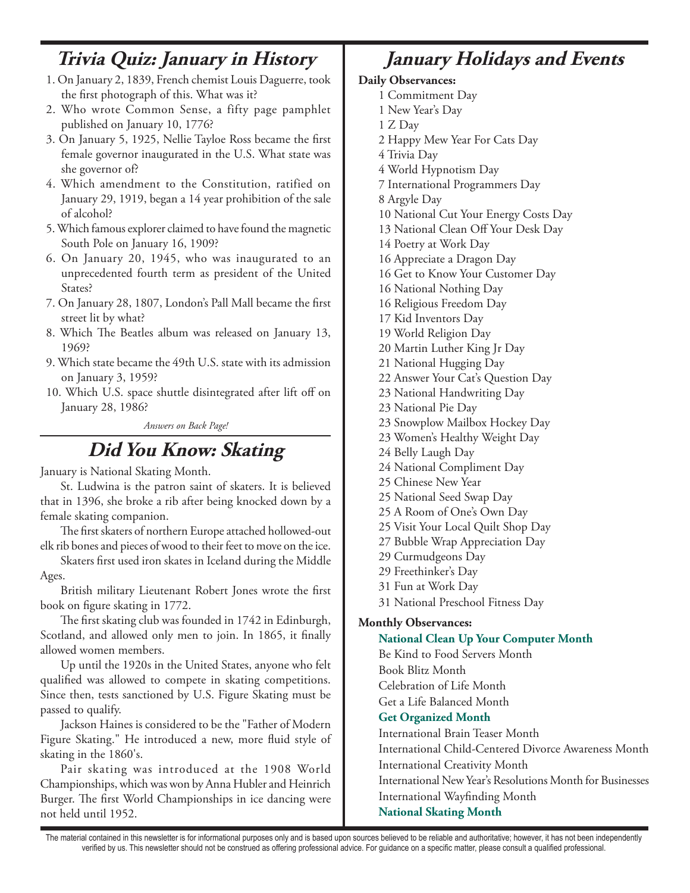## Trivia Quiz: January in History

1. On January 2, 1839, French chemist Louis Daguerre, took the first photograph of this. What was it?
2. Who wrote Common Sense, a fifty page pamphlet published on January 10, 1776?
3. On January 5, 1925, Nellie Tayloe Ross became the first female governor inaugurated in the U.S. What state was she governor of?
4. Which amendment to the Constitution, ratified on January 29, 1919, began a 14 year prohibition of the sale of alcohol?
5. Which famous explorer claimed to have found the magnetic South Pole on January 16, 1909?
6. On January 20, 1945, who was inaugurated to an unprecedented fourth term as president of the United States?
7. On January 28, 1807, London's Pall Mall became the first street lit by what?
8. Which The Beatles album was released on January 13, 1969?
9. Which state became the 49th U.S. state with its admission on January 3, 1959?
10. Which U.S. space shuttle disintegrated after lift off on January 28, 1986?

*Answers on Back Page!*

## Did You Know: Skating

January is National Skating Month.

St. Ludwina is the patron saint of skaters. It is believed that in 1396, she broke a rib after being knocked down by a female skating companion.

The first skaters of northern Europe attached hollowed-out elk rib bones and pieces of wood to their feet to move on the ice.

Skaters first used iron skates in Iceland during the Middle Ages.

British military Lieutenant Robert Jones wrote the first book on figure skating in 1772.

The first skating club was founded in 1742 in Edinburgh, Scotland, and allowed only men to join. In 1865, it finally allowed women members.

Up until the 1920s in the United States, anyone who felt qualified was allowed to compete in skating competitions. Since then, tests sanctioned by U.S. Figure Skating must be passed to qualify.

Jackson Haines is considered to be the "Father of Modern Figure Skating." He introduced a new, more fluid style of skating in the 1860's.

Pair skating was introduced at the 1908 World Championships, which was won by Anna Hubler and Heinrich Burger. The first World Championships in ice dancing were not held until 1952.

## January Holidays and Events

**Daily Observances:**

1 Commitment Day
1 New Year's Day
1 Z Day
2 Happy Mew Year For Cats Day
4 Trivia Day
4 World Hypnotism Day
7 International Programmers Day
8 Argyle Day
10 National Cut Your Energy Costs Day
13 National Clean Off Your Desk Day
14 Poetry at Work Day
16 Appreciate a Dragon Day
16 Get to Know Your Customer Day
16 National Nothing Day
16 Religious Freedom Day
17 Kid Inventors Day
19 World Religion Day
20 Martin Luther King Jr Day
21 National Hugging Day
22 Answer Your Cat's Question Day
23 National Handwriting Day
23 National Pie Day
23 Snowplow Mailbox Hockey Day
23 Women's Healthy Weight Day
24 Belly Laugh Day
24 National Compliment Day
25 Chinese New Year
25 National Seed Swap Day
25 A Room of One's Own Day
25 Visit Your Local Quilt Shop Day
27 Bubble Wrap Appreciation Day
29 Curmudgeons Day
29 Freethinker's Day
31 Fun at Work Day
31 National Preschool Fitness Day

**Monthly Observances:**

**National Clean Up Your Computer Month**
Be Kind to Food Servers Month
Book Blitz Month
Celebration of Life Month
Get a Life Balanced Month
**Get Organized Month**
International Brain Teaser Month
International Child-Centered Divorce Awareness Month
International Creativity Month
International New Year's Resolutions Month for Businesses
International Wayfinding Month
**National Skating Month**

The material contained in this newsletter is for informational purposes only and is based upon sources believed to be reliable and authoritative; however, it has not been independently verified by us. This newsletter should not be construed as offering professional advice. For guidance on a specific matter, please consult a qualified professional.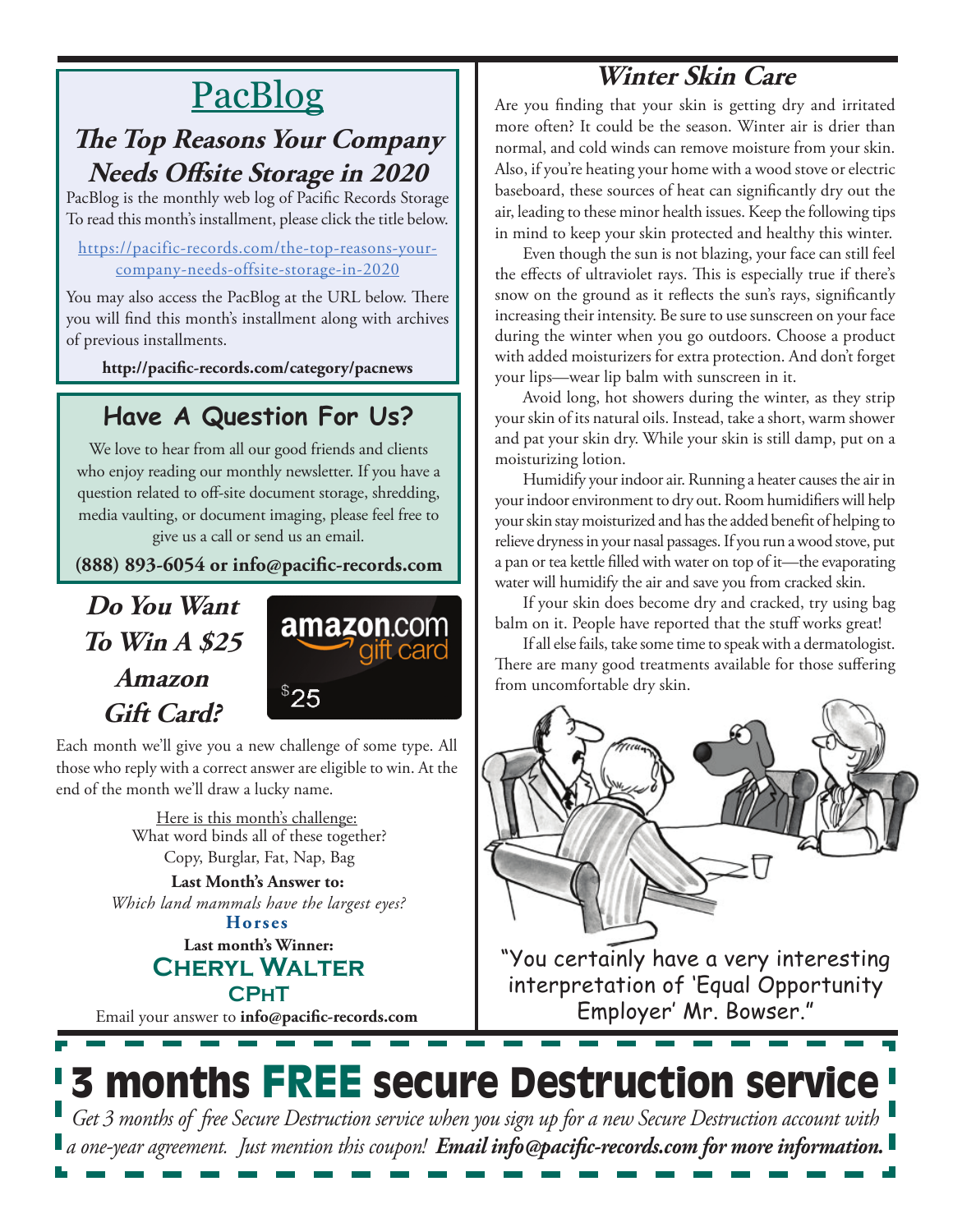# PacBlog

## The Top Reasons Your Company Needs Offsite Storage in 2020

PacBlog is the monthly web log of Pacific Records Storage To read this month's installment, please click the title below.

https://pacific-records.com/the-top-reasons-your-company-needs-offsite-storage-in-2020

You may also access the PacBlog at the URL below. There you will find this month's installment along with archives of previous installments.

**http://pacific-records.com/category/pacnews**

## Have A Question For Us?

We love to hear from all our good friends and clients who enjoy reading our monthly newsletter. If you have a question related to off-site document storage, shredding, media vaulting, or document imaging, please feel free to give us a call or send us an email.

**(888) 893-6054 or info@pacific-records.com**

## Do You Want To Win A $25 Amazon Gift Card?

amazon.com gift card $25

Each month we'll give you a new challenge of some type. All those who reply with a correct answer are eligible to win. At the end of the month we'll draw a lucky name.

Here is this month's challenge:
What word binds all of these together?
Copy, Burglar, Fat, Nap, Bag

**Last Month's Answer to:**
*Which land mammals have the largest eyes?*
**Horses**

**Last month's Winner:**
**Cheryl Walter**
**CPhT**

Email your answer to **info@pacific-records.com**

## Winter Skin Care

Are you finding that your skin is getting dry and irritated more often? It could be the season. Winter air is drier than normal, and cold winds can remove moisture from your skin. Also, if you're heating your home with a wood stove or electric baseboard, these sources of heat can significantly dry out the air, leading to these minor health issues. Keep the following tips in mind to keep your skin protected and healthy this winter.

Even though the sun is not blazing, your face can still feel the effects of ultraviolet rays. This is especially true if there's snow on the ground as it reflects the sun's rays, significantly increasing their intensity. Be sure to use sunscreen on your face during the winter when you go outdoors. Choose a product with added moisturizers for extra protection. And don't forget your lips—wear lip balm with sunscreen in it.

Avoid long, hot showers during the winter, as they strip your skin of its natural oils. Instead, take a short, warm shower and pat your skin dry. While your skin is still damp, put on a moisturizing lotion.

Humidify your indoor air. Running a heater causes the air in your indoor environment to dry out. Room humidifiers will help your skin stay moisturized and has the added benefit of helping to relieve dryness in your nasal passages. If you run a wood stove, put a pan or tea kettle filled with water on top of it—the evaporating water will humidify the air and save you from cracked skin.

If your skin does become dry and cracked, try using bag balm on it. People have reported that the stuff works great!

If all else fails, take some time to speak with a dermatologist. There are many good treatments available for those suffering from uncomfortable dry skin.

"You certainly have a very interesting interpretation of 'Equal Opportunity Employer' Mr. Bowser."

# 3 months FREE secure Destruction service

*Get 3 months of free Secure Destruction service when you sign up for a new Secure Destruction account with a one-year agreement. Just mention this coupon!* ***Email info@pacific-records.com for more information.***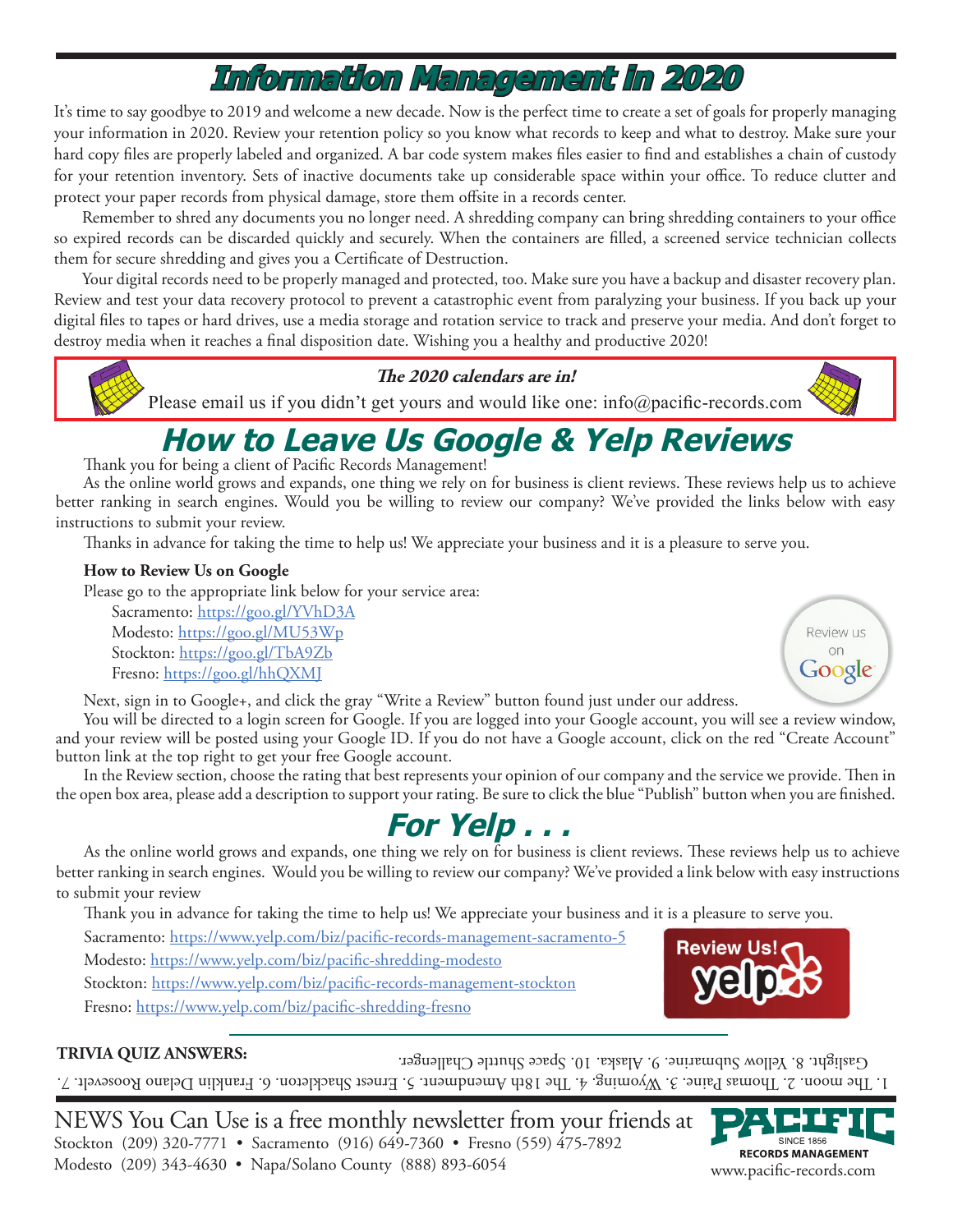# Information Management in 2020

It's time to say goodbye to 2019 and welcome a new decade. Now is the perfect time to create a set of goals for properly managing your information in 2020. Review your retention policy so you know what records to keep and what to destroy. Make sure your hard copy files are properly labeled and organized. A bar code system makes files easier to find and establishes a chain of custody for your retention inventory. Sets of inactive documents take up considerable space within your office. To reduce clutter and protect your paper records from physical damage, store them offsite in a records center.

Remember to shred any documents you no longer need. A shredding company can bring shredding containers to your office so expired records can be discarded quickly and securely. When the containers are filled, a screened service technician collects them for secure shredding and gives you a Certificate of Destruction.

Your digital records need to be properly managed and protected, too. Make sure you have a backup and disaster recovery plan. Review and test your data recovery protocol to prevent a catastrophic event from paralyzing your business. If you back up your digital files to tapes or hard drives, use a media storage and rotation service to track and preserve your media. And don't forget to destroy media when it reaches a final disposition date. Wishing you a healthy and productive 2020!

***The 2020 calendars are in!***

Please email us if you didn't get yours and would like one: info@pacific-records.com

# How to Leave Us Google & Yelp Reviews

Thank you for being a client of Pacific Records Management!

As the online world grows and expands, one thing we rely on for business is client reviews. These reviews help us to achieve better ranking in search engines. Would you be willing to review our company? We've provided the links below with easy instructions to submit your review.

Thanks in advance for taking the time to help us! We appreciate your business and it is a pleasure to serve you.

**How to Review Us on Google**

Please go to the appropriate link below for your service area:

Sacramento: https://goo.gl/YVhD3A
Modesto: https://goo.gl/MU53Wp
Stockton: https://goo.gl/TbA9Zb
Fresno: https://goo.gl/hhQXMJ

Review us on Google

Next, sign in to Google+, and click the gray "Write a Review" button found just under our address.

You will be directed to a login screen for Google. If you are logged into your Google account, you will see a review window, and your review will be posted using your Google ID. If you do not have a Google account, click on the red "Create Account" button link at the top right to get your free Google account.

In the Review section, choose the rating that best represents your opinion of our company and the service we provide. Then in the open box area, please add a description to support your rating. Be sure to click the blue "Publish" button when you are finished.

# For Yelp . . .

As the online world grows and expands, one thing we rely on for business is client reviews. These reviews help us to achieve better ranking in search engines. Would you be willing to review our company? We've provided a link below with easy instructions to submit your review

Thank you in advance for taking the time to help us! We appreciate your business and it is a pleasure to serve you.

Sacramento: https://www.yelp.com/biz/pacific-records-management-sacramento-5
Modesto: https://www.yelp.com/biz/pacific-shredding-modesto
Stockton: https://www.yelp.com/biz/pacific-records-management-stockton
Fresno: https://www.yelp.com/biz/pacific-shredding-fresno

Review Us! yelp

**TRIVIA QUIZ ANSWERS:**

1. The moon. 2. Thomas Paine. 3. Wyoming. 4. The 18th Amendment. 5. Ernest Shackleton. 6. Franklin Delano Roosevelt. 7. Gaslight. 8. Yellow Submarine. 9. Alaska. 10. Space Shuttle Challenger.

NEWS You Can Use is a free monthly newsletter from your friends at

Stockton (209) 320-7771 • Sacramento (916) 649-7360 • Fresno (559) 475-7892
Modesto (209) 343-4630 • Napa/Solano County (888) 893-6054

PACIFIC SINCE 1856 RECORDS MANAGEMENT
www.pacific-records.com